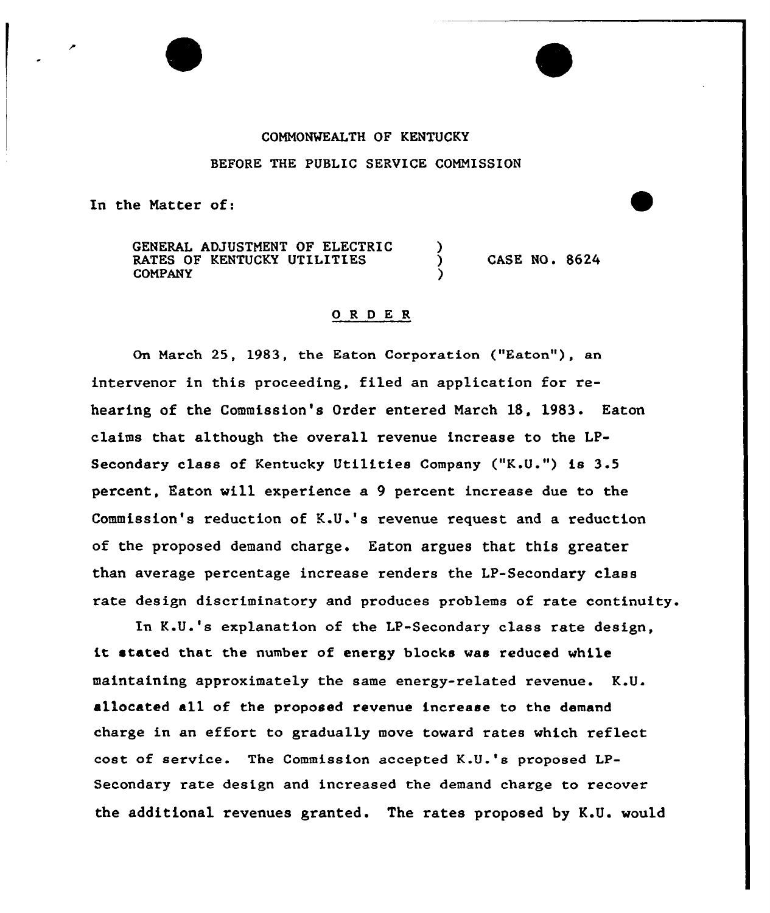COMMONWEALTH OF KENTUCKY

BEFORE THE PUBLIC SERVICE COMMISSION

In the Matter of:

| | | |
|---|---|---|
| GENERAL ADJUSTMENT OF ELECTRIC RATES OF KENTUCKY UTILITIES COMPANY | ) ) ) | CASE NO. 8624 |

## O R D E R

On March 25, 1983, the Eaton Corporation ("Eaton"), an intervenor in this proceeding, filed an application for rehearing of the Commission's Order entered March 18, 1983. Eaton claims that although the overall revenue increase to the LP-Secondary class of Kentucky Utilities Company ("K.U.") is 3.5 percent, Eaton will experience a 9 percent increase due to the Commission's reduction of K.U.'s revenue request and a reduction of the proposed demand charge. Eaton argues that this greater than average percentage increase renders the LP-Secondary class rate design discriminatory and produces problems of rate continuity.

In K.U.'s explanation of the LP-Secondary class rate design, it stated that the number of energy blocks was reduced while maintaining approximately the same energy-related revenue. K.U. allocated all of the proposed revenue increase to the demand charge in an effort to gradually move toward rates which reflect cost of service. The Commission accepted K.U.'s proposed LP-Secondary rate design and increased the demand charge to recover the additional revenues granted. The rates proposed by K.U. would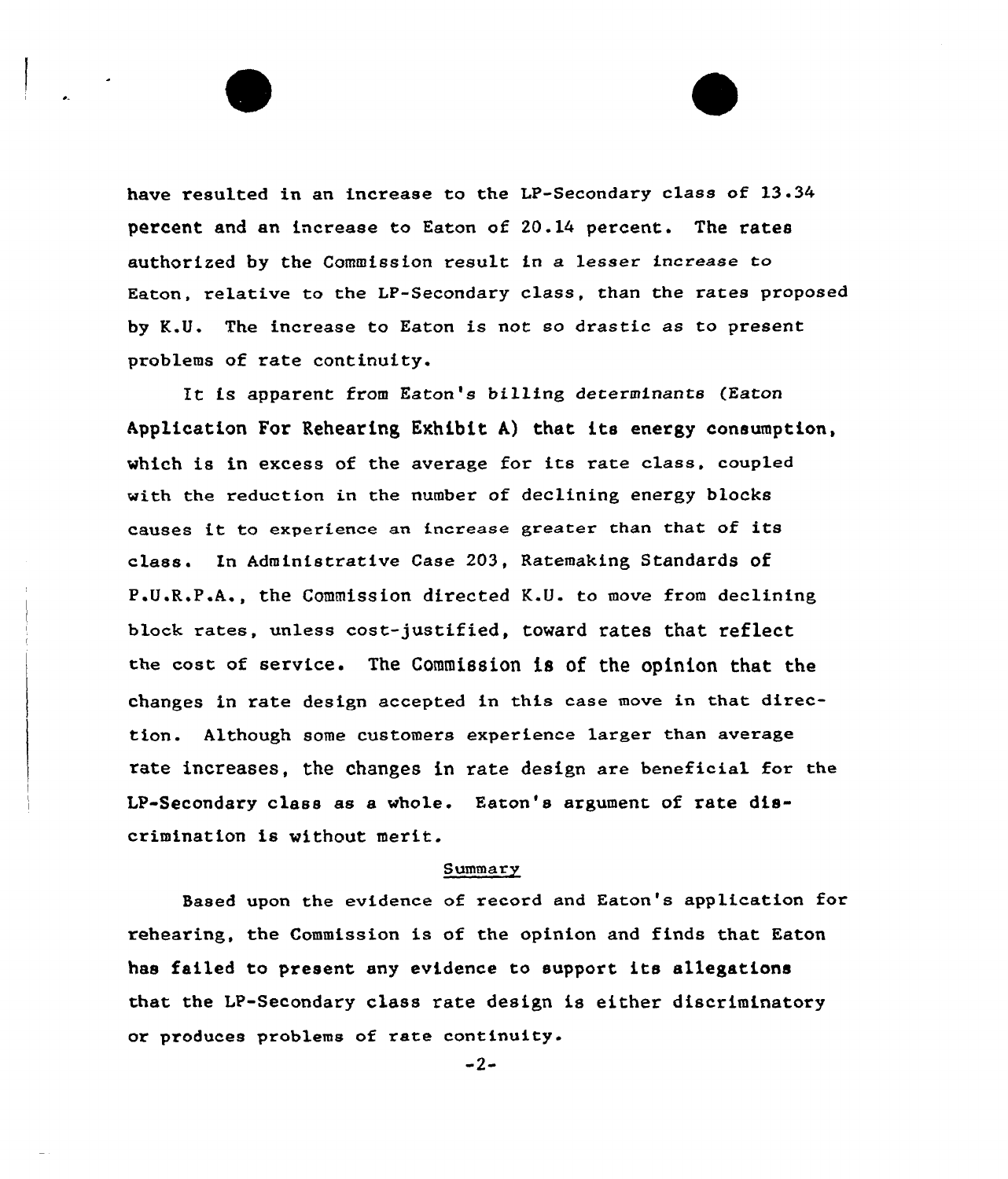have resulted in an increase to the LP-Secondary class of 13.34 percent and an increase to Eaton of 20.14 percent. The rates authorized by the Commission result in a lesser increase to Eaton, relative to the LP-Secondary class, than the rates proposed by K.U. The increase to Eaton is not so drastic as to present problems of rate continuity.

It is apparent from Eaton's billing determinants (Eaton Application For Rehearing Exhibit A) that its energy consumption, which is in excess of the average for its rate class, coupled with the reduction in the number of declining energy blocks causes it to experience an increase greater than that of its class. In Administrative Case 203, Ratemaking Standards of P.U.R.P.A., the Commission directed K.U. to move from declining block rates, unless cost-justified, toward rates that reflect the cost of service. The Commission is of the opinion that the changes in rate design accepted in this case move in that direction. Although some customers experience larger than average rate increases, the changes in rate design are beneficial for the LP-Secondary class as a whole. Eaton's argument of rate discrimination is without merit.

## Summary

Based upon the evidence of record and Eaton's application for rehearing, the Commission is of the opinion and finds that Eaton has failed to present any evidence to support its allegations that the LP-Secondary class rate design is either discriminatory or produces problems of rate continuity.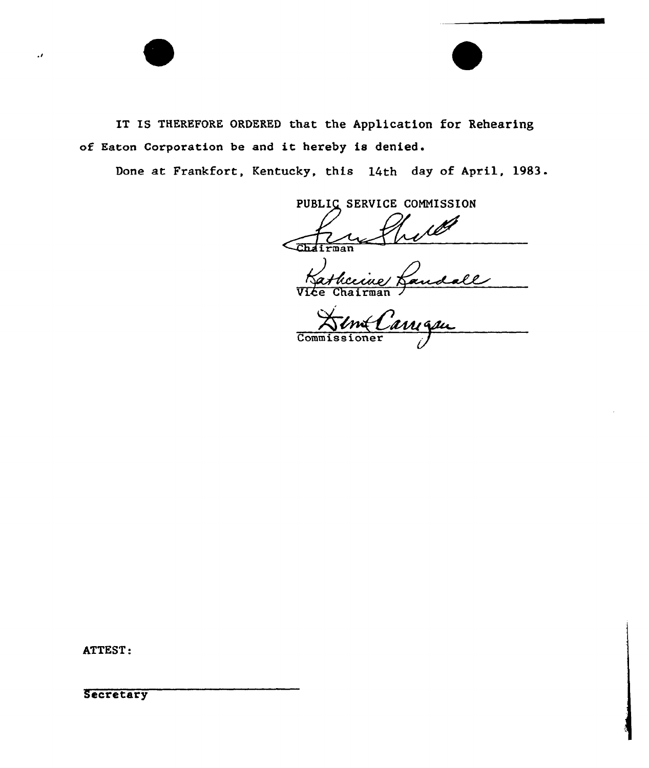IT IS THEREFORE ORDERED that the Application for Rehearing of Eaton Corporation be and it hereby is denied.

Done at Frankfort, Kentucky, this 14th day of April, 1983.

PUBLIC SERVICE COMMISSION

Chairman

Vice Chairman

Commissioner

ATTEST:

Secretary